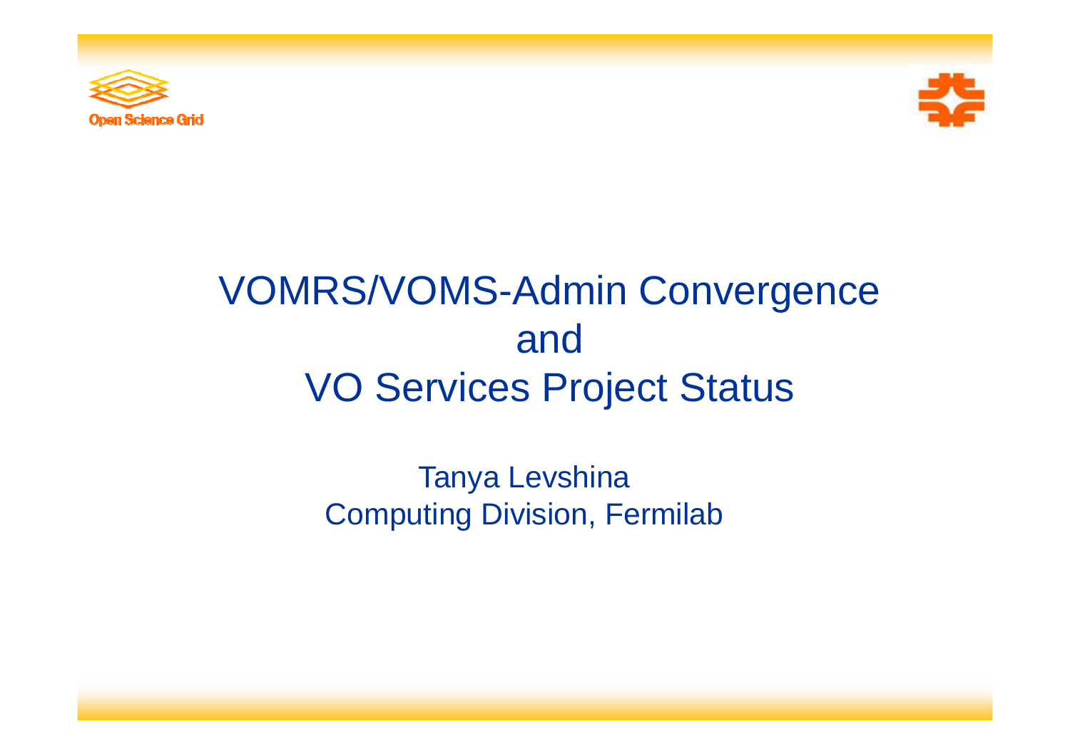# VOMRS/VOMS-Admin Convergence and VO Services Project Status

Tanya Levshina
Computing Division, Fermilab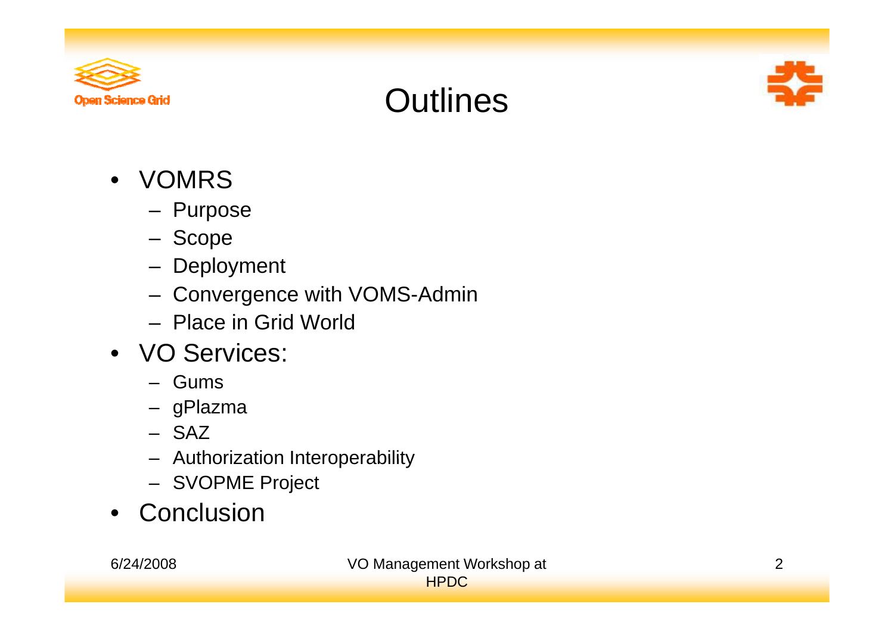# Outlines

- VOMRS
  - Purpose
  - Scope
  - Deployment
  - Convergence with VOMS-Admin
  - Place in Grid World
- VO Services:
  - Gums
  - gPlazma
  - SAZ
  - Authorization Interoperability
  - SVOPME Project
- Conclusion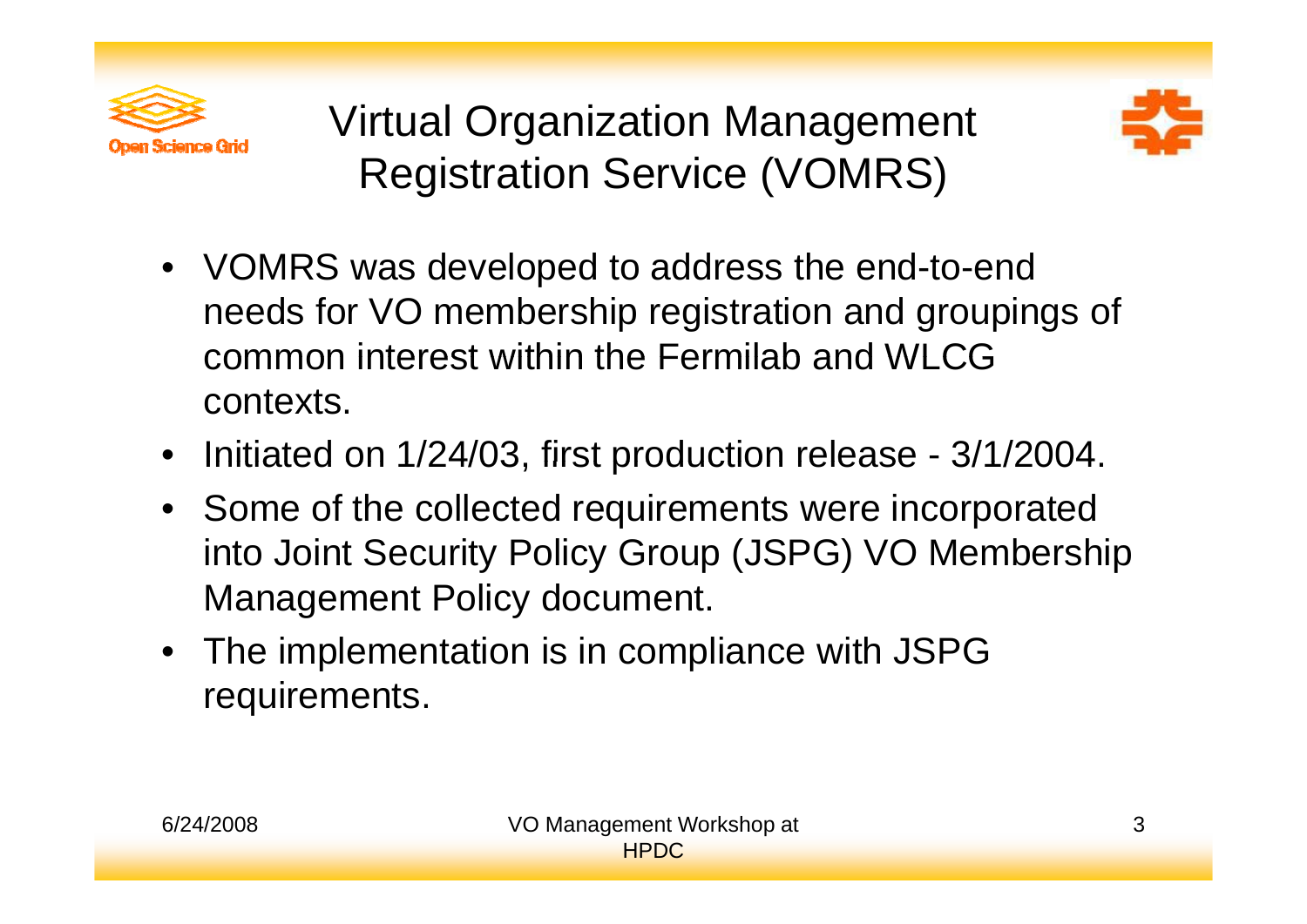# Virtual Organization Management Registration Service (VOMRS)

- VOMRS was developed to address the end-to-end needs for VO membership registration and groupings of common interest within the Fermilab and WLCG contexts.
- Initiated on 1/24/03, first production release - 3/1/2004.
- Some of the collected requirements were incorporated into Joint Security Policy Group (JSPG) VO Membership Management Policy document.
- The implementation is in compliance with JSPG requirements.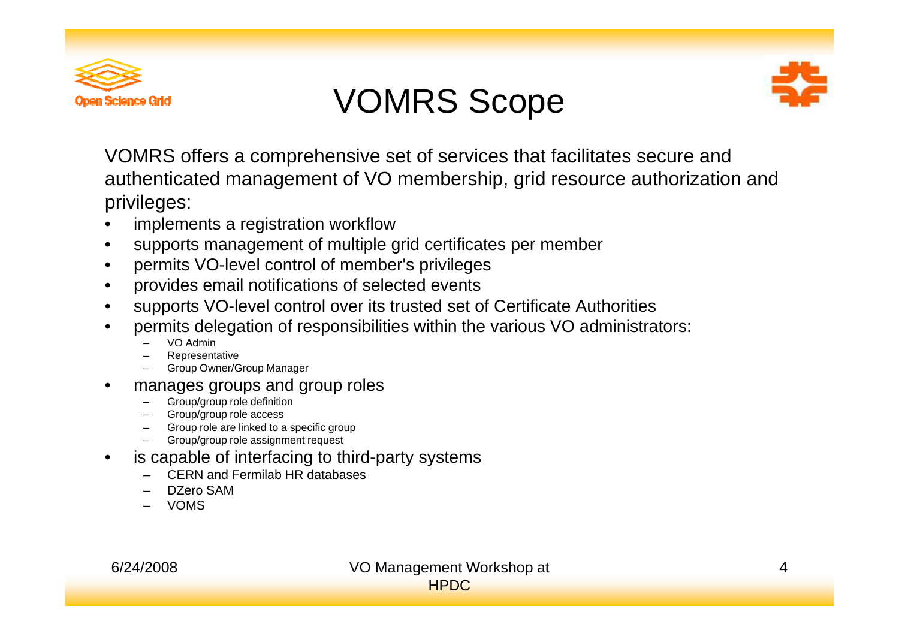# VOMRS Scope

VOMRS offers a comprehensive set of services that facilitates secure and authenticated management of VO membership, grid resource authorization and privileges:

- implements a registration workflow
- supports management of multiple grid certificates per member
- permits VO-level control of member's privileges
- provides email notifications of selected events
- supports VO-level control over its trusted set of Certificate Authorities
- permits delegation of responsibilities within the various VO administrators:
  - VO Admin
  - Representative
  - Group Owner/Group Manager
- manages groups and group roles
  - Group/group role definition
  - Group/group role access
  - Group role are linked to a specific group
  - Group/group role assignment request
- is capable of interfacing to third-party systems
  - CERN and Fermilab HR databases
  - DZero SAM
  - VOMS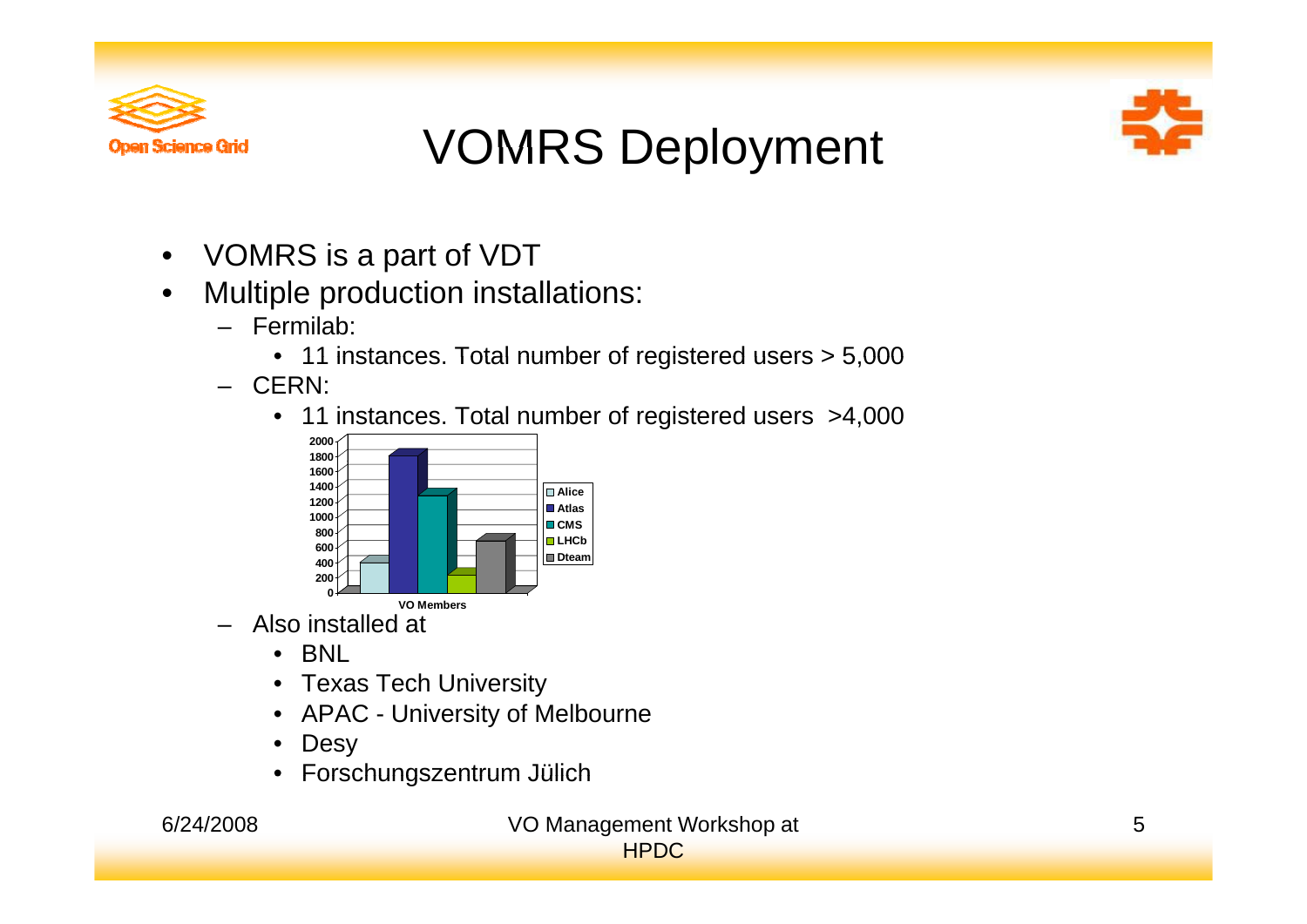# VOMRS Deployment

- VOMRS is a part of VDT
- Multiple production installations:
  - Fermilab:
    - 11 instances. Total number of registered users > 5,000
  - CERN:
    - 11 instances. Total number of registered users >4,000
  - Also installed at
    - BNL
    - Texas Tech University
    - APAC - University of Melbourne
    - Desy
    - Forschungszentrum Jülich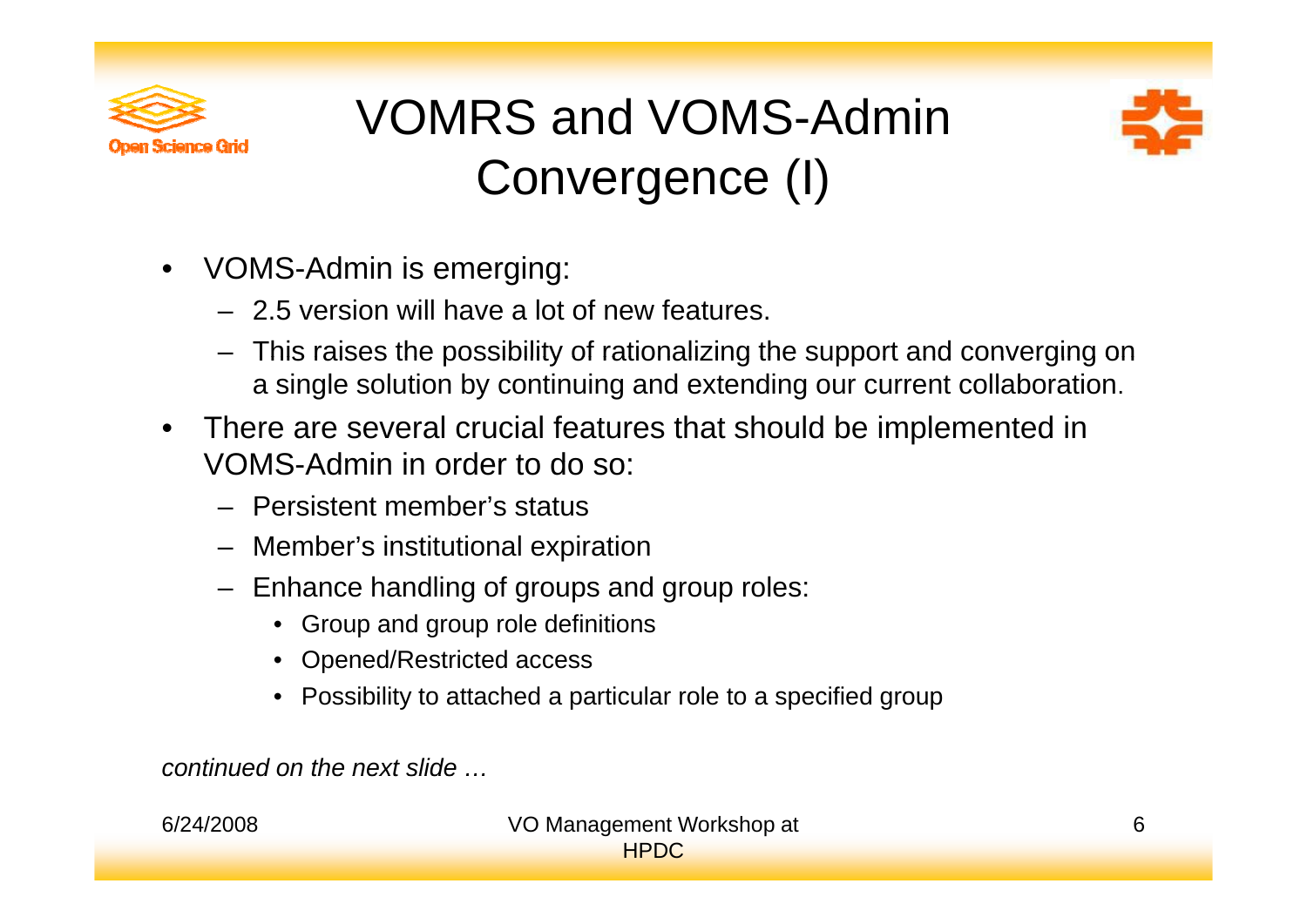# VOMRS and VOMS-Admin Convergence (I)

- VOMS-Admin is emerging:
  - 2.5 version will have a lot of new features.
  - This raises the possibility of rationalizing the support and converging on a single solution by continuing and extending our current collaboration.
- There are several crucial features that should be implemented in VOMS-Admin in order to do so:
  - Persistent member's status
  - Member's institutional expiration
  - Enhance handling of groups and group roles:
    - Group and group role definitions
    - Opened/Restricted access
    - Possibility to attached a particular role to a specified group

*continued on the next slide …*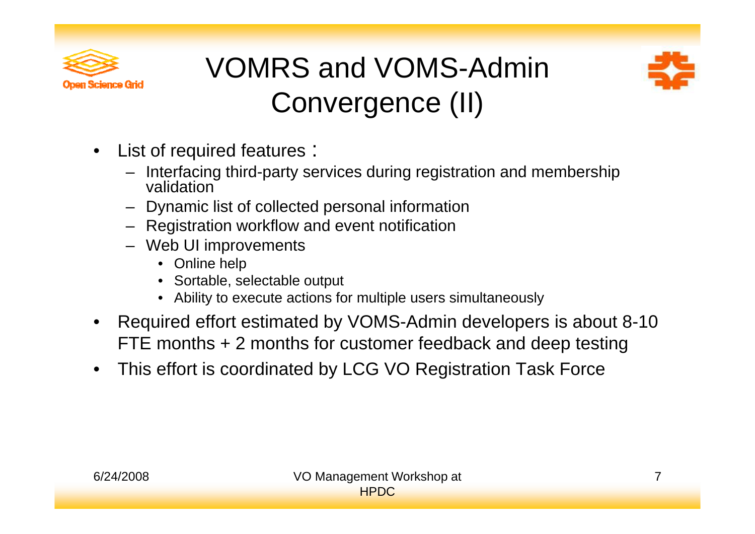# VOMRS and VOMS-Admin Convergence (II)

- List of required features：
  - Interfacing third-party services during registration and membership validation
  - Dynamic list of collected personal information
  - Registration workflow and event notification
  - Web UI improvements
    - Online help
    - Sortable, selectable output
    - Ability to execute actions for multiple users simultaneously
- Required effort estimated by VOMS-Admin developers is about 8-10 FTE months + 2 months for customer feedback and deep testing
- This effort is coordinated by LCG VO Registration Task Force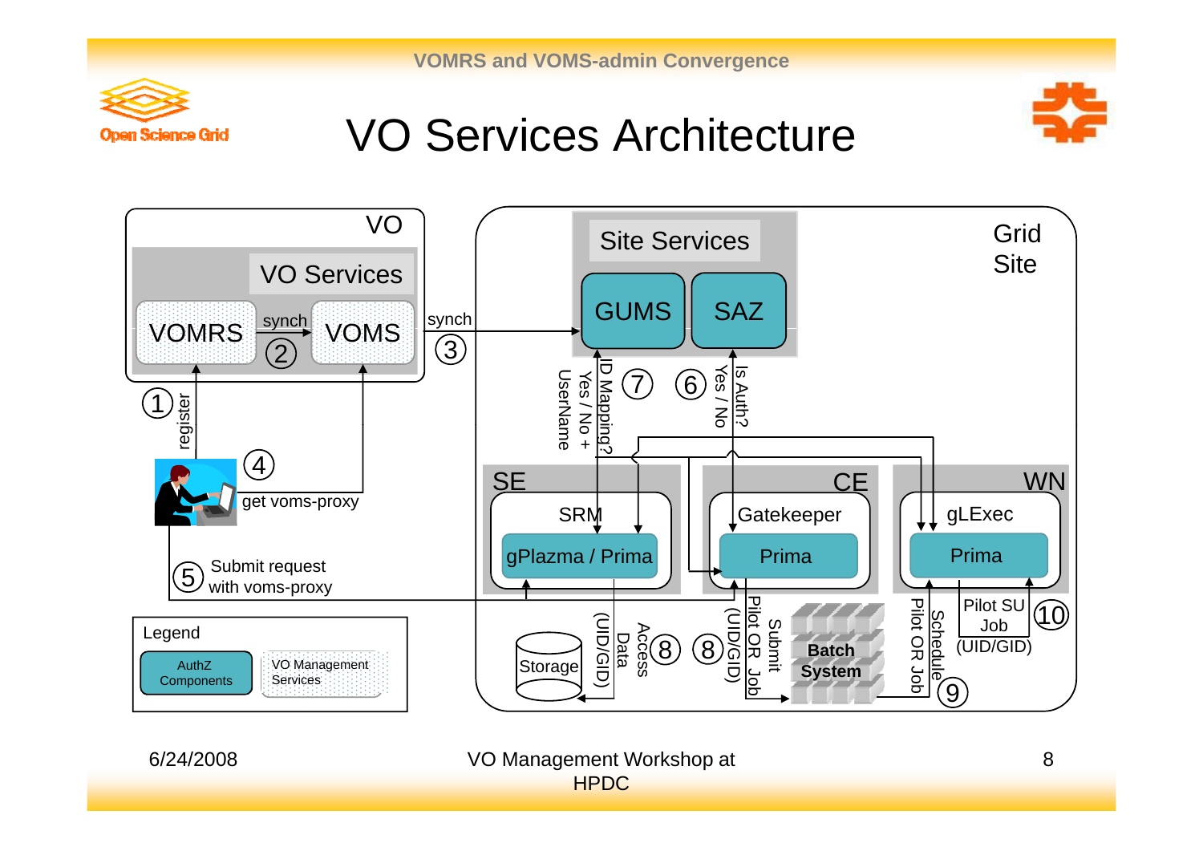# VO Services Architecture

VO

VO Services

VOMRS — synch ② → VOMS

① register

④ get voms-proxy

⑤ Submit request with voms-proxy

synch ③

Site Services

GUMS

SAZ

Grid Site

⑦ ID Mapping? Yes / No + UserName

⑥ Is Auth? Yes / No

SE

SRM

gPlazma / Prima

CE

Gatekeeper

Prima

WN

gLExec

Prima

Storage

⑧ Access Data (UID/GID)

⑧ Submit Pilot OR Job (UID/GID)

Batch System

⑨ Schedule Pilot OR Job

⑩ Pilot SU Job (UID/GID)

Legend

AuthZ Components

VO Management Services

6/24/2008

VO Management Workshop at HPDC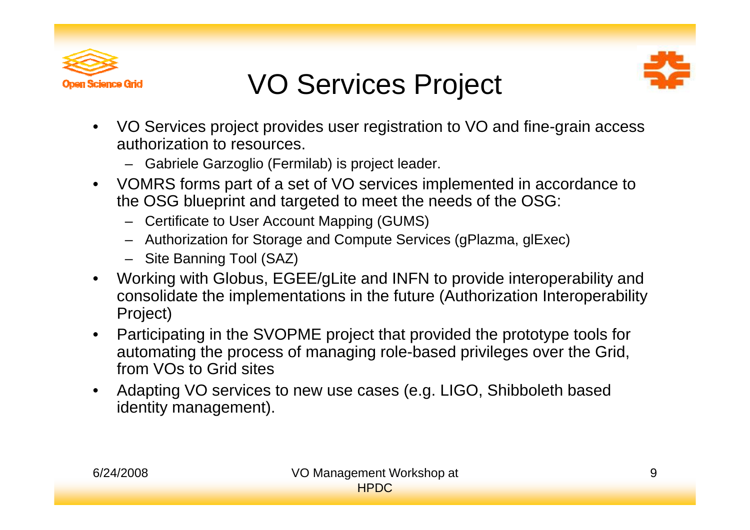# VO Services Project

- VO Services project provides user registration to VO and fine-grain access authorization to resources.
  - Gabriele Garzoglio (Fermilab) is project leader.
- VOMRS forms part of a set of VO services implemented in accordance to the OSG blueprint and targeted to meet the needs of the OSG:
  - Certificate to User Account Mapping (GUMS)
  - Authorization for Storage and Compute Services (gPlazma, glExec)
  - Site Banning Tool (SAZ)
- Working with Globus, EGEE/gLite and INFN to provide interoperability and consolidate the implementations in the future (Authorization Interoperability Project)
- Participating in the SVOPME project that provided the prototype tools for automating the process of managing role-based privileges over the Grid, from VOs to Grid sites
- Adapting VO services to new use cases (e.g. LIGO, Shibboleth based identity management).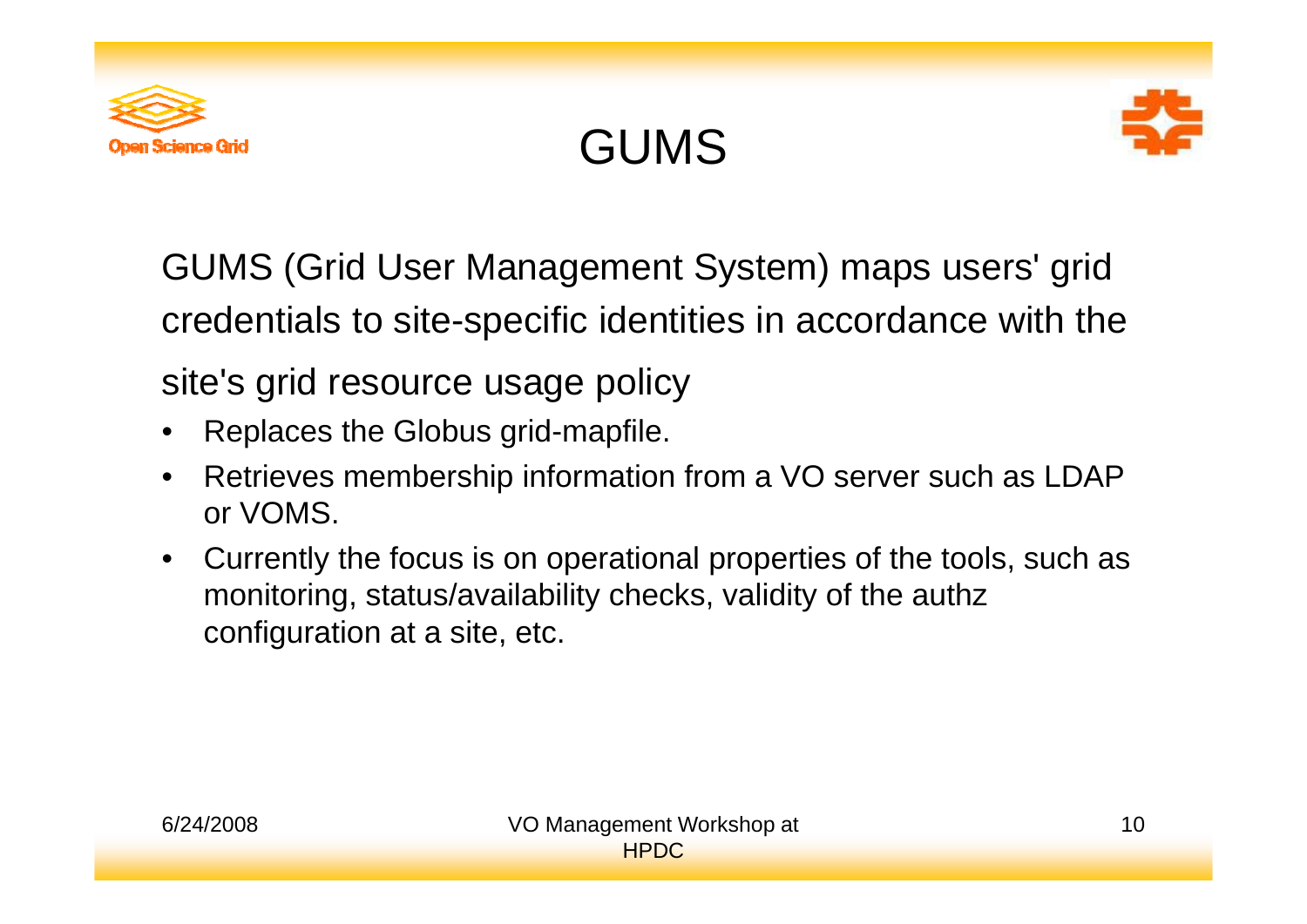# GUMS

GUMS (Grid User Management System) maps users' grid credentials to site-specific identities in accordance with the site's grid resource usage policy

- Replaces the Globus grid-mapfile.
- Retrieves membership information from a VO server such as LDAP or VOMS.
- Currently the focus is on operational properties of the tools, such as monitoring, status/availability checks, validity of the authz configuration at a site, etc.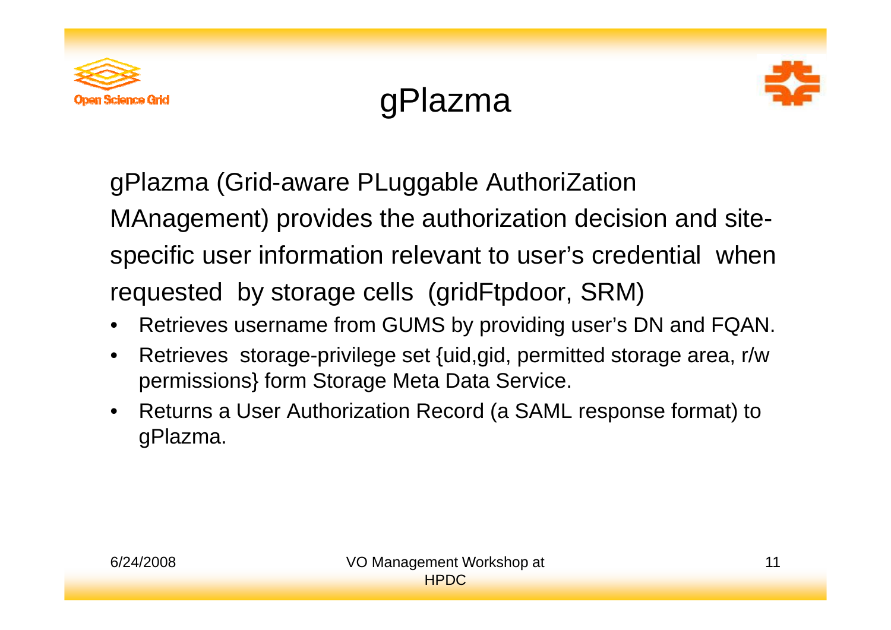# gPlazma

gPlazma (Grid-aware PLuggable AuthoriZation MAnagement) provides the authorization decision and site-specific user information relevant to user's credential when requested by storage cells (gridFtpdoor, SRM)

- Retrieves username from GUMS by providing user's DN and FQAN.
- Retrieves storage-privilege set {uid,gid, permitted storage area, r/w permissions} form Storage Meta Data Service.
- Returns a User Authorization Record (a SAML response format) to gPlazma.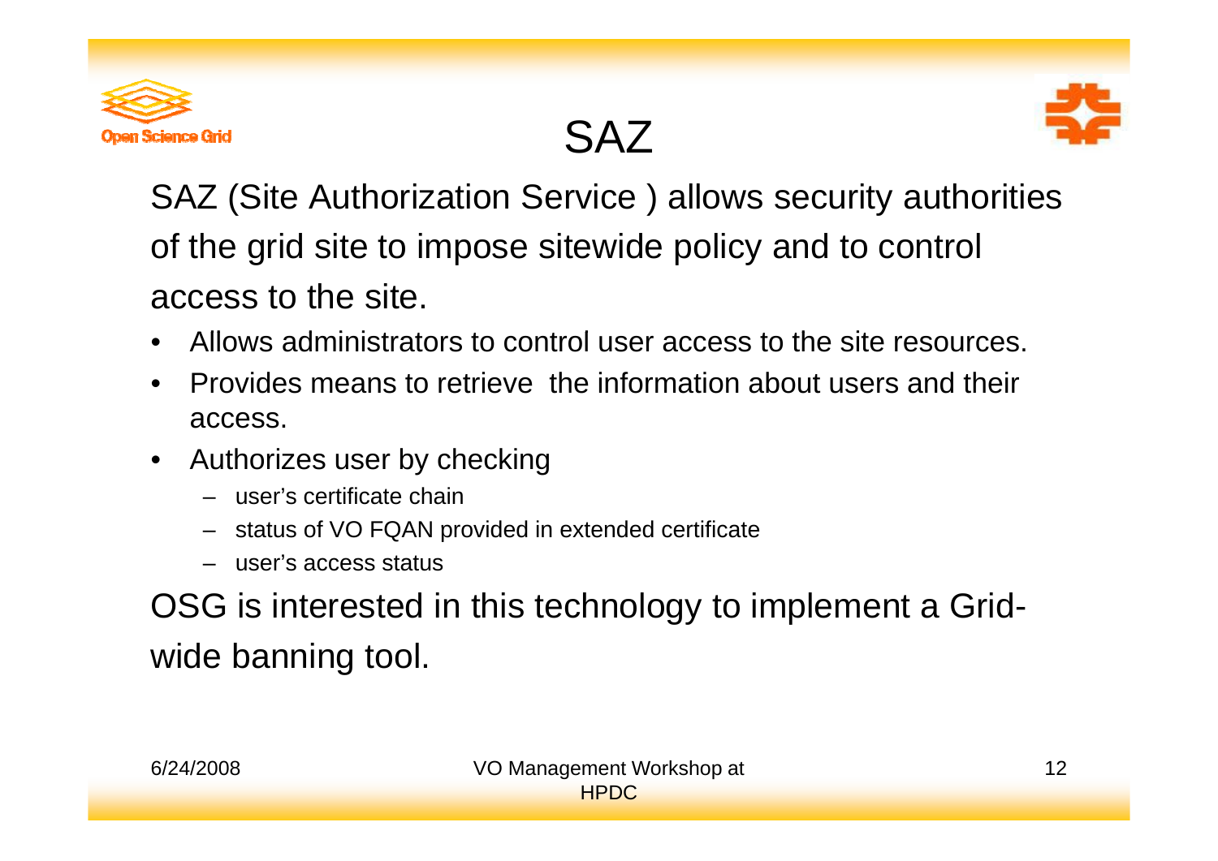# SAZ

SAZ (Site Authorization Service ) allows security authorities of the grid site to impose sitewide policy and to control access to the site.

- Allows administrators to control user access to the site resources.
- Provides means to retrieve the information about users and their access.
- Authorizes user by checking
  - user's certificate chain
  - status of VO FQAN provided in extended certificate
  - user's access status

OSG is interested in this technology to implement a Grid-wide banning tool.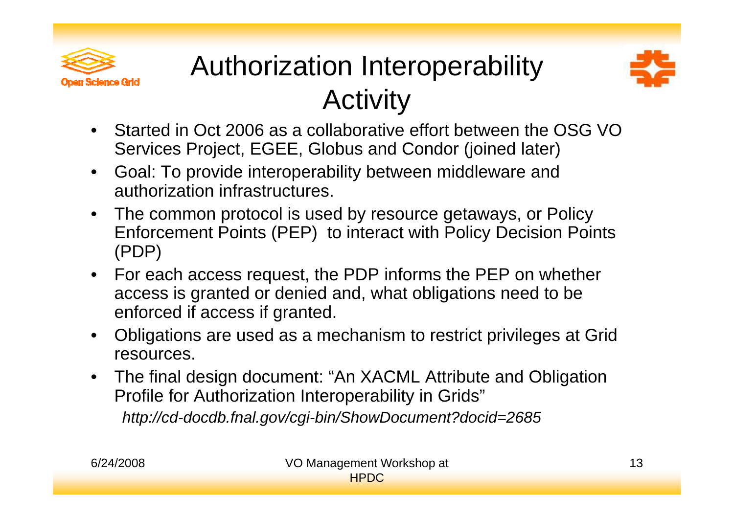# Authorization Interoperability Activity

- Started in Oct 2006 as a collaborative effort between the OSG VO Services Project, EGEE, Globus and Condor (joined later)
- Goal: To provide interoperability between middleware and authorization infrastructures.
- The common protocol is used by resource getaways, or Policy Enforcement Points (PEP) to interact with Policy Decision Points (PDP)
- For each access request, the PDP informs the PEP on whether access is granted or denied and, what obligations need to be enforced if access if granted.
- Obligations are used as a mechanism to restrict privileges at Grid resources.
- The final design document: "An XACML Attribute and Obligation Profile for Authorization Interoperability in Grids"

  *http://cd-docdb.fnal.gov/cgi-bin/ShowDocument?docid=2685*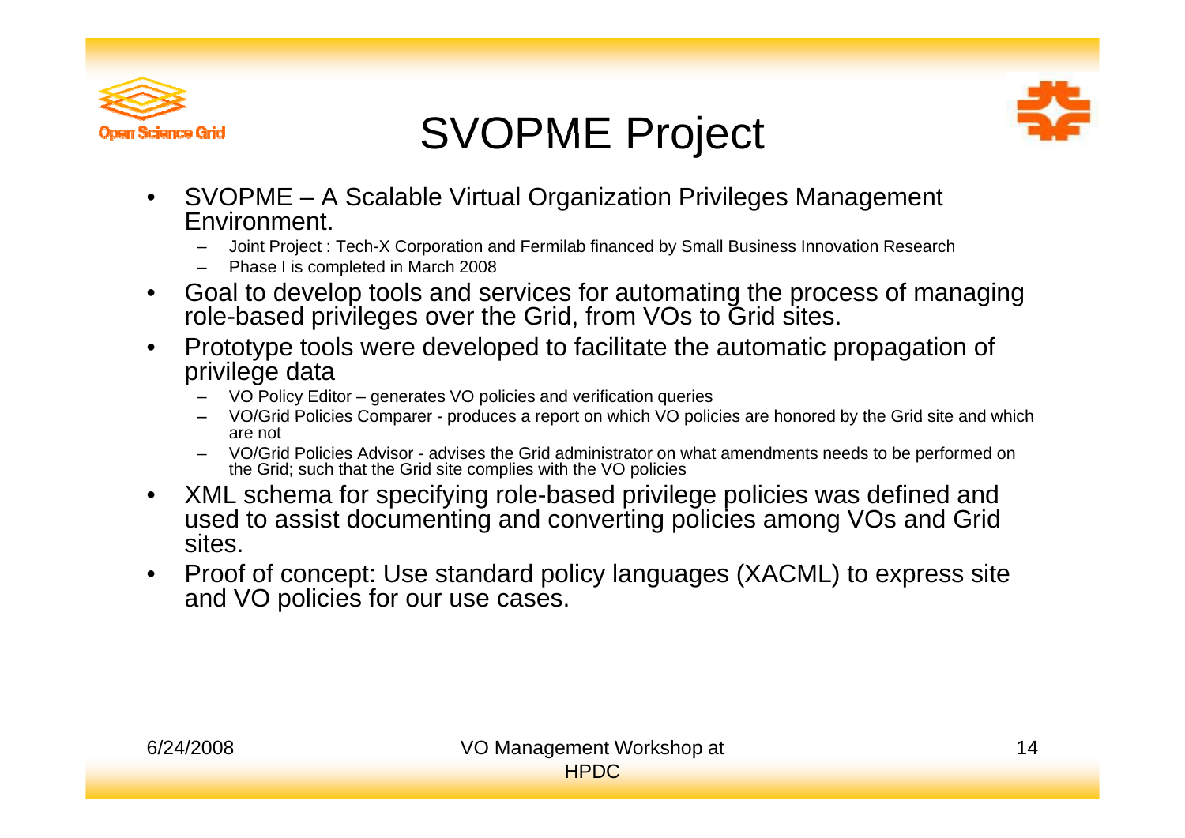# SVOPME Project

- SVOPME – A Scalable Virtual Organization Privileges Management Environment.
  - Joint Project : Tech-X Corporation and Fermilab financed by Small Business Innovation Research
  - Phase I is completed in March 2008
- Goal to develop tools and services for automating the process of managing role-based privileges over the Grid, from VOs to Grid sites.
- Prototype tools were developed to facilitate the automatic propagation of privilege data
  - VO Policy Editor – generates VO policies and verification queries
  - VO/Grid Policies Comparer - produces a report on which VO policies are honored by the Grid site and which are not
  - VO/Grid Policies Advisor - advises the Grid administrator on what amendments needs to be performed on the Grid; such that the Grid site complies with the VO policies
- XML schema for specifying role-based privilege policies was defined and used to assist documenting and converting policies among VOs and Grid sites.
- Proof of concept: Use standard policy languages (XACML) to express site and VO policies for our use cases.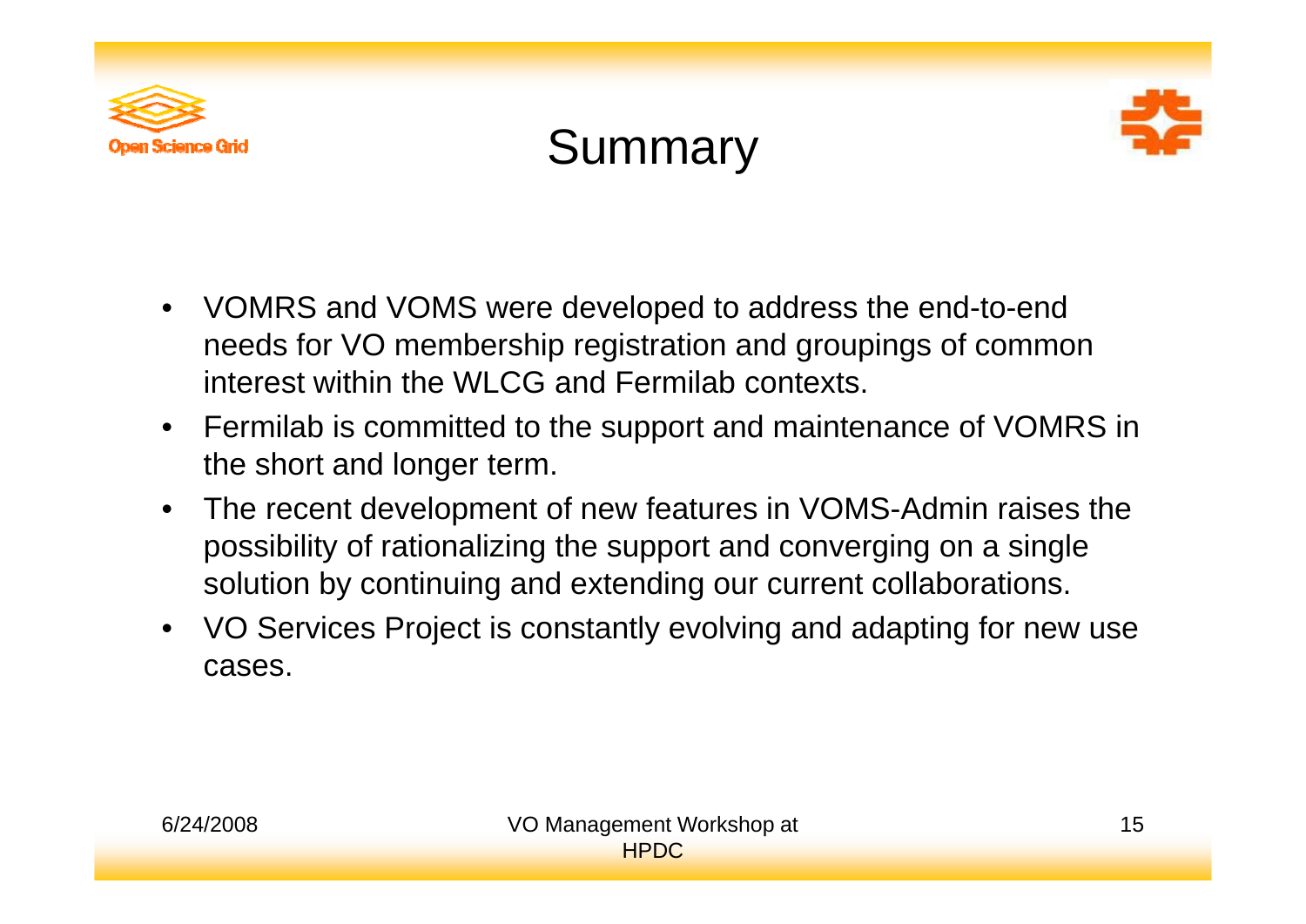# Summary

- VOMRS and VOMS were developed to address the end-to-end needs for VO membership registration and groupings of common interest within the WLCG and Fermilab contexts.
- Fermilab is committed to the support and maintenance of VOMRS in the short and longer term.
- The recent development of new features in VOMS-Admin raises the possibility of rationalizing the support and converging on a single solution by continuing and extending our current collaborations.
- VO Services Project is constantly evolving and adapting for new use cases.